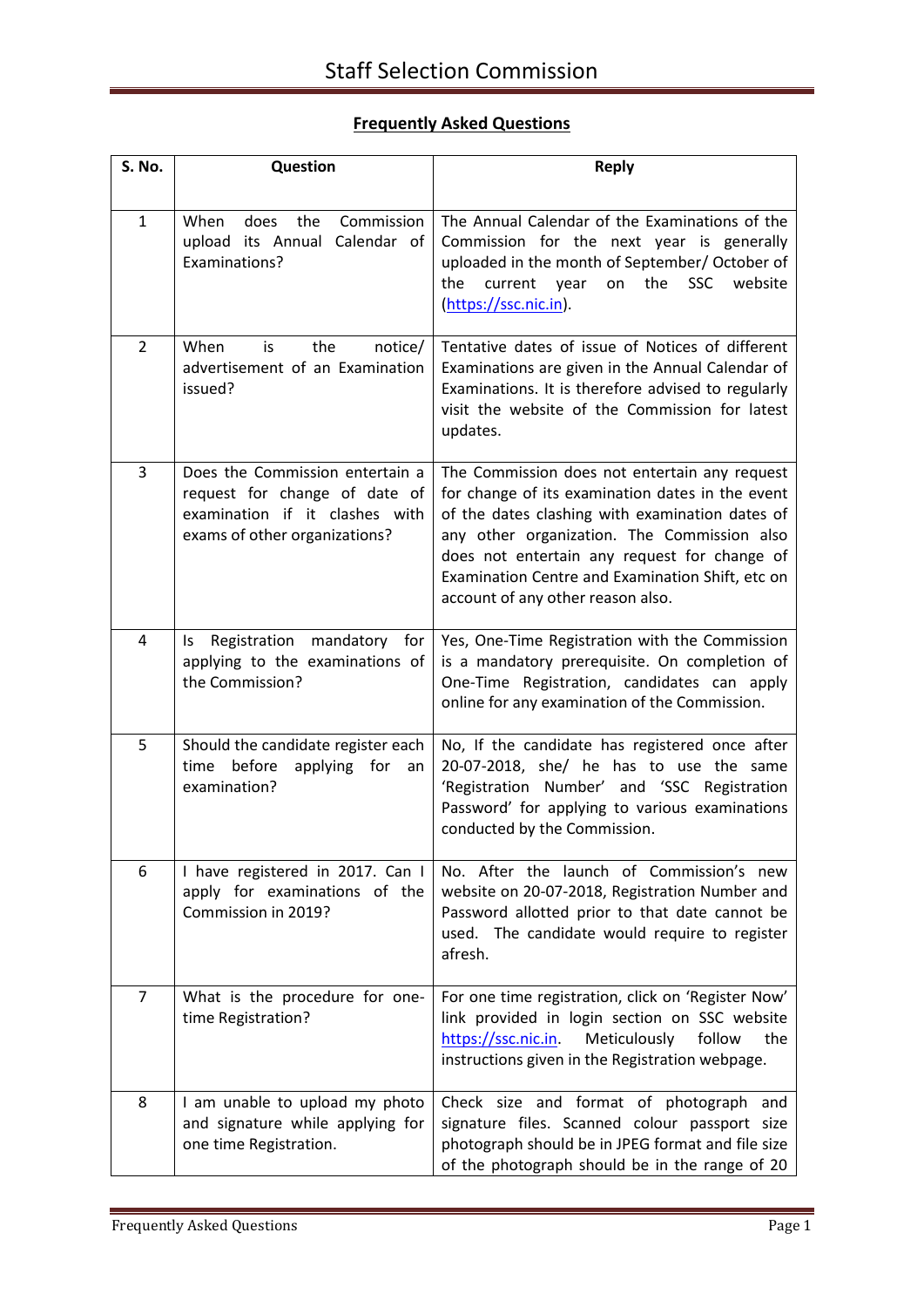# Staff Selection Commission

## Frequently Asked Questions

| S. No. | Question | Reply |
|---|---|---|
| 1 | When does the Commission upload its Annual Calendar of Examinations? | The Annual Calendar of the Examinations of the Commission for the next year is generally uploaded in the month of September/ October of the current year on the SSC website (https://ssc.nic.in). |
| 2 | When is the notice/ advertisement of an Examination issued? | Tentative dates of issue of Notices of different Examinations are given in the Annual Calendar of Examinations. It is therefore advised to regularly visit the website of the Commission for latest updates. |
| 3 | Does the Commission entertain a request for change of date of examination if it clashes with exams of other organizations? | The Commission does not entertain any request for change of its examination dates in the event of the dates clashing with examination dates of any other organization. The Commission also does not entertain any request for change of Examination Centre and Examination Shift, etc on account of any other reason also. |
| 4 | Is Registration mandatory for applying to the examinations of the Commission? | Yes, One-Time Registration with the Commission is a mandatory prerequisite. On completion of One-Time Registration, candidates can apply online for any examination of the Commission. |
| 5 | Should the candidate register each time before applying for an examination? | No, If the candidate has registered once after 20-07-2018, she/ he has to use the same 'Registration Number' and 'SSC Registration Password' for applying to various examinations conducted by the Commission. |
| 6 | I have registered in 2017. Can I apply for examinations of the Commission in 2019? | No. After the launch of Commission's new website on 20-07-2018, Registration Number and Password allotted prior to that date cannot be used. The candidate would require to register afresh. |
| 7 | What is the procedure for one-time Registration? | For one time registration, click on 'Register Now' link provided in login section on SSC website https://ssc.nic.in. Meticulously follow the instructions given in the Registration webpage. |
| 8 | I am unable to upload my photo and signature while applying for one time Registration. | Check size and format of photograph and signature files. Scanned colour passport size photograph should be in JPEG format and file size of the photograph should be in the range of 20 |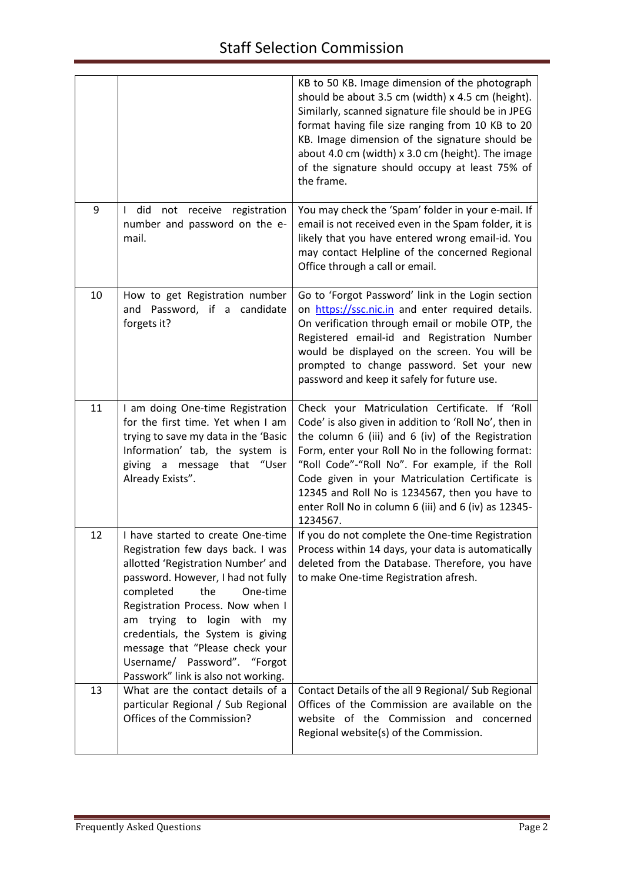|  |  |  |
|---|---|---|
|  |  | KB to 50 KB. Image dimension of the photograph should be about 3.5 cm (width) x 4.5 cm (height). Similarly, scanned signature file should be in JPEG format having file size ranging from 10 KB to 20 KB. Image dimension of the signature should be about 4.0 cm (width) x 3.0 cm (height). The image of the signature should occupy at least 75% of the frame. |
| 9 | I did not receive registration number and password on the e-mail. | You may check the 'Spam' folder in your e-mail. If email is not received even in the Spam folder, it is likely that you have entered wrong email-id. You may contact Helpline of the concerned Regional Office through a call or email. |
| 10 | How to get Registration number and Password, if a candidate forgets it? | Go to 'Forgot Password' link in the Login section on [https://ssc.nic.in](https://ssc.nic.in) and enter required details. On verification through email or mobile OTP, the Registered email-id and Registration Number would be displayed on the screen. You will be prompted to change password. Set your new password and keep it safely for future use. |
| 11 | I am doing One-time Registration for the first time. Yet when I am trying to save my data in the 'Basic Information' tab, the system is giving a message that "User Already Exists". | Check your Matriculation Certificate. If 'Roll Code' is also given in addition to 'Roll No', then in the column 6 (iii) and 6 (iv) of the Registration Form, enter your Roll No in the following format: "Roll Code"-"Roll No". For example, if the Roll Code given in your Matriculation Certificate is 12345 and Roll No is 1234567, then you have to enter Roll No in column 6 (iii) and 6 (iv) as 12345-1234567. |
| 12 | I have started to create One-time Registration few days back. I was allotted 'Registration Number' and password. However, I had not fully completed the One-time Registration Process. Now when I am trying to login with my credentials, the System is giving message that "Please check your Username/ Password". "Forgot Passwork" link is also not working. | If you do not complete the One-time Registration Process within 14 days, your data is automatically deleted from the Database. Therefore, you have to make One-time Registration afresh. |
| 13 | What are the contact details of a particular Regional / Sub Regional Offices of the Commission? | Contact Details of the all 9 Regional/ Sub Regional Offices of the Commission are available on the website of the Commission and concerned Regional website(s) of the Commission. |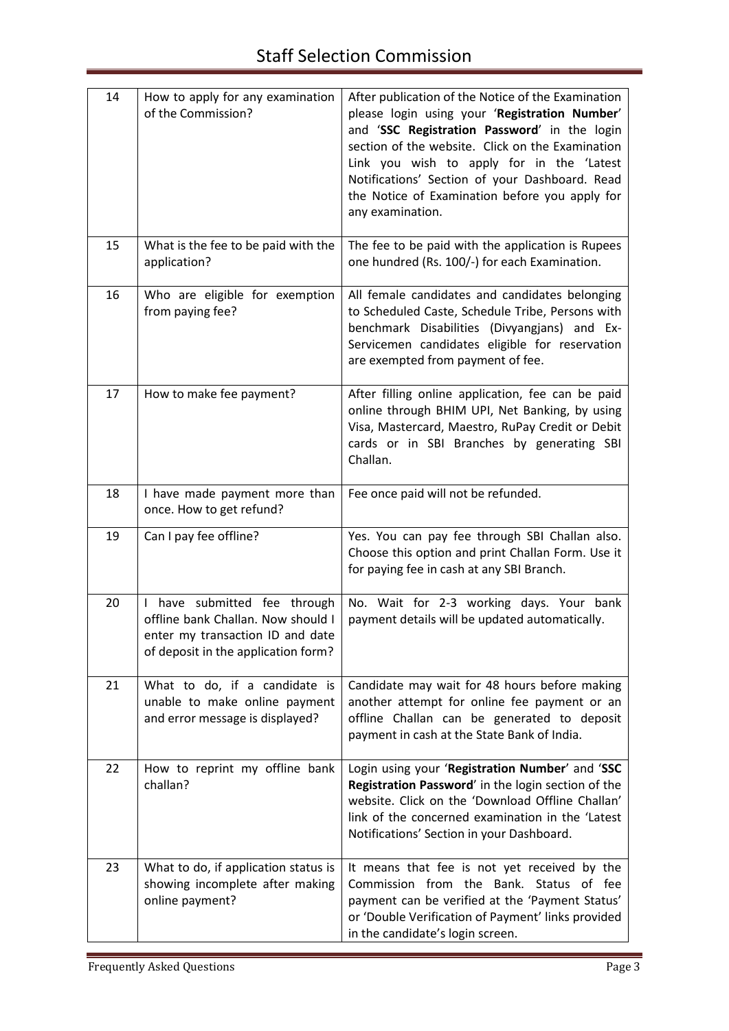| 14 | How to apply for any examination of the Commission? | After publication of the Notice of the Examination please login using your '**Registration Number**' and '**SSC Registration Password**' in the login section of the website. Click on the Examination Link you wish to apply for in the 'Latest Notifications' Section of your Dashboard. Read the Notice of Examination before you apply for any examination. |
|---|---|---|
| 15 | What is the fee to be paid with the application? | The fee to be paid with the application is Rupees one hundred (Rs. 100/-) for each Examination. |
| 16 | Who are eligible for exemption from paying fee? | All female candidates and candidates belonging to Scheduled Caste, Schedule Tribe, Persons with benchmark Disabilities (Divyangjans) and Ex-Servicemen candidates eligible for reservation are exempted from payment of fee. |
| 17 | How to make fee payment? | After filling online application, fee can be paid online through BHIM UPI, Net Banking, by using Visa, Mastercard, Maestro, RuPay Credit or Debit cards or in SBI Branches by generating SBI Challan. |
| 18 | I have made payment more than once. How to get refund? | Fee once paid will not be refunded. |
| 19 | Can I pay fee offline? | Yes. You can pay fee through SBI Challan also. Choose this option and print Challan Form. Use it for paying fee in cash at any SBI Branch. |
| 20 | I have submitted fee through offline bank Challan. Now should I enter my transaction ID and date of deposit in the application form? | No. Wait for 2-3 working days. Your bank payment details will be updated automatically. |
| 21 | What to do, if a candidate is unable to make online payment and error message is displayed? | Candidate may wait for 48 hours before making another attempt for online fee payment or an offline Challan can be generated to deposit payment in cash at the State Bank of India. |
| 22 | How to reprint my offline bank challan? | Login using your '**Registration Number**' and '**SSC Registration Password**' in the login section of the website. Click on the 'Download Offline Challan' link of the concerned examination in the 'Latest Notifications' Section in your Dashboard. |
| 23 | What to do, if application status is showing incomplete after making online payment? | It means that fee is not yet received by the Commission from the Bank. Status of fee payment can be verified at the 'Payment Status' or 'Double Verification of Payment' links provided in the candidate's login screen. |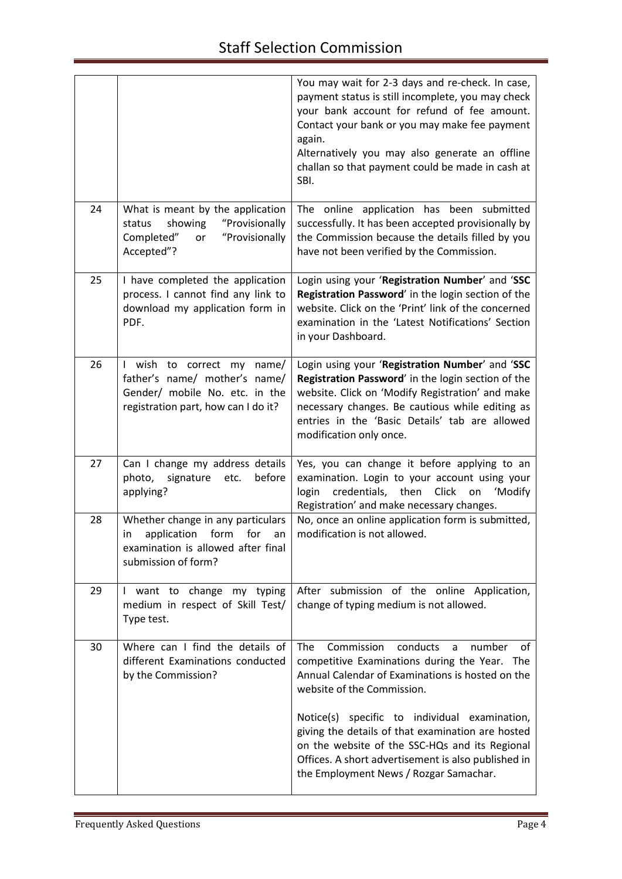| | | |
|---|---|---|
| | | You may wait for 2-3 days and re-check. In case, payment status is still incomplete, you may check your bank account for refund of fee amount. Contact your bank or you may make fee payment again.<br>Alternatively you may also generate an offline challan so that payment could be made in cash at SBI. |
| 24 | What is meant by the application status showing "Provisionally Completed" or "Provisionally Accepted"? | The online application has been submitted successfully. It has been accepted provisionally by the Commission because the details filled by you have not been verified by the Commission. |
| 25 | I have completed the application process. I cannot find any link to download my application form in PDF. | Login using your '**Registration Number**' and '**SSC Registration Password**' in the login section of the website. Click on the 'Print' link of the concerned examination in the 'Latest Notifications' Section in your Dashboard. |
| 26 | I wish to correct my name/ father's name/ mother's name/ Gender/ mobile No. etc. in the registration part, how can I do it? | Login using your '**Registration Number**' and '**SSC Registration Password**' in the login section of the website. Click on 'Modify Registration' and make necessary changes. Be cautious while editing as entries in the 'Basic Details' tab are allowed modification only once. |
| 27 | Can I change my address details photo, signature etc. before applying? | Yes, you can change it before applying to an examination. Login to your account using your login credentials, then Click on 'Modify Registration' and make necessary changes. |
| 28 | Whether change in any particulars in application form for an examination is allowed after final submission of form? | No, once an online application form is submitted, modification is not allowed. |
| 29 | I want to change my typing medium in respect of Skill Test/ Type test. | After submission of the online Application, change of typing medium is not allowed. |
| 30 | Where can I find the details of different Examinations conducted by the Commission? | The Commission conducts a number of competitive Examinations during the Year. The Annual Calendar of Examinations is hosted on the website of the Commission.<br><br>Notice(s) specific to individual examination, giving the details of that examination are hosted on the website of the SSC-HQs and its Regional Offices. A short advertisement is also published in the Employment News / Rozgar Samachar. |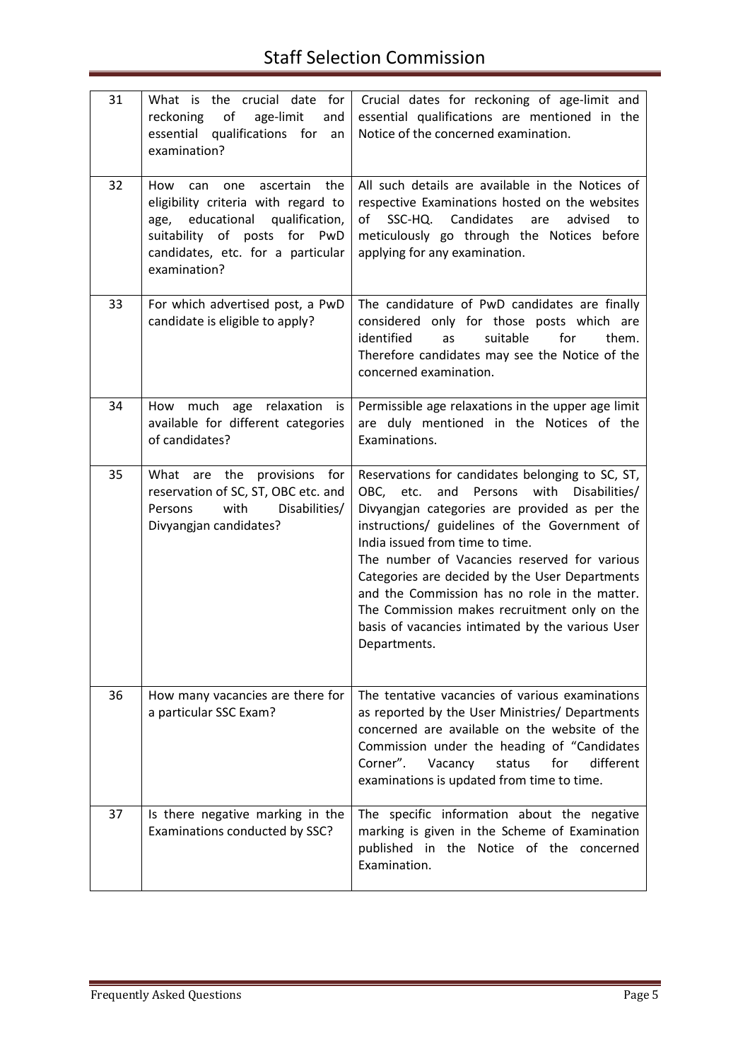| 31 | What is the crucial date for reckoning of age-limit and essential qualifications for an examination? | Crucial dates for reckoning of age-limit and essential qualifications are mentioned in the Notice of the concerned examination. |
|---|---|---|
| 32 | How can one ascertain the eligibility criteria with regard to age, educational qualification, suitability of posts for PwD candidates, etc. for a particular examination? | All such details are available in the Notices of respective Examinations hosted on the websites of SSC-HQ. Candidates are advised to meticulously go through the Notices before applying for any examination. |
| 33 | For which advertised post, a PwD candidate is eligible to apply? | The candidature of PwD candidates are finally considered only for those posts which are identified as suitable for them. Therefore candidates may see the Notice of the concerned examination. |
| 34 | How much age relaxation is available for different categories of candidates? | Permissible age relaxations in the upper age limit are duly mentioned in the Notices of the Examinations. |
| 35 | What are the provisions for reservation of SC, ST, OBC etc. and Persons with Disabilities/ Divyangjan candidates? | Reservations for candidates belonging to SC, ST, OBC, etc. and Persons with Disabilities/ Divyangjan categories are provided as per the instructions/ guidelines of the Government of India issued from time to time.<br>The number of Vacancies reserved for various Categories are decided by the User Departments and the Commission has no role in the matter. The Commission makes recruitment only on the basis of vacancies intimated by the various User Departments. |
| 36 | How many vacancies are there for a particular SSC Exam? | The tentative vacancies of various examinations as reported by the User Ministries/ Departments concerned are available on the website of the Commission under the heading of "Candidates Corner". Vacancy status for different examinations is updated from time to time. |
| 37 | Is there negative marking in the Examinations conducted by SSC? | The specific information about the negative marking is given in the Scheme of Examination published in the Notice of the concerned Examination. |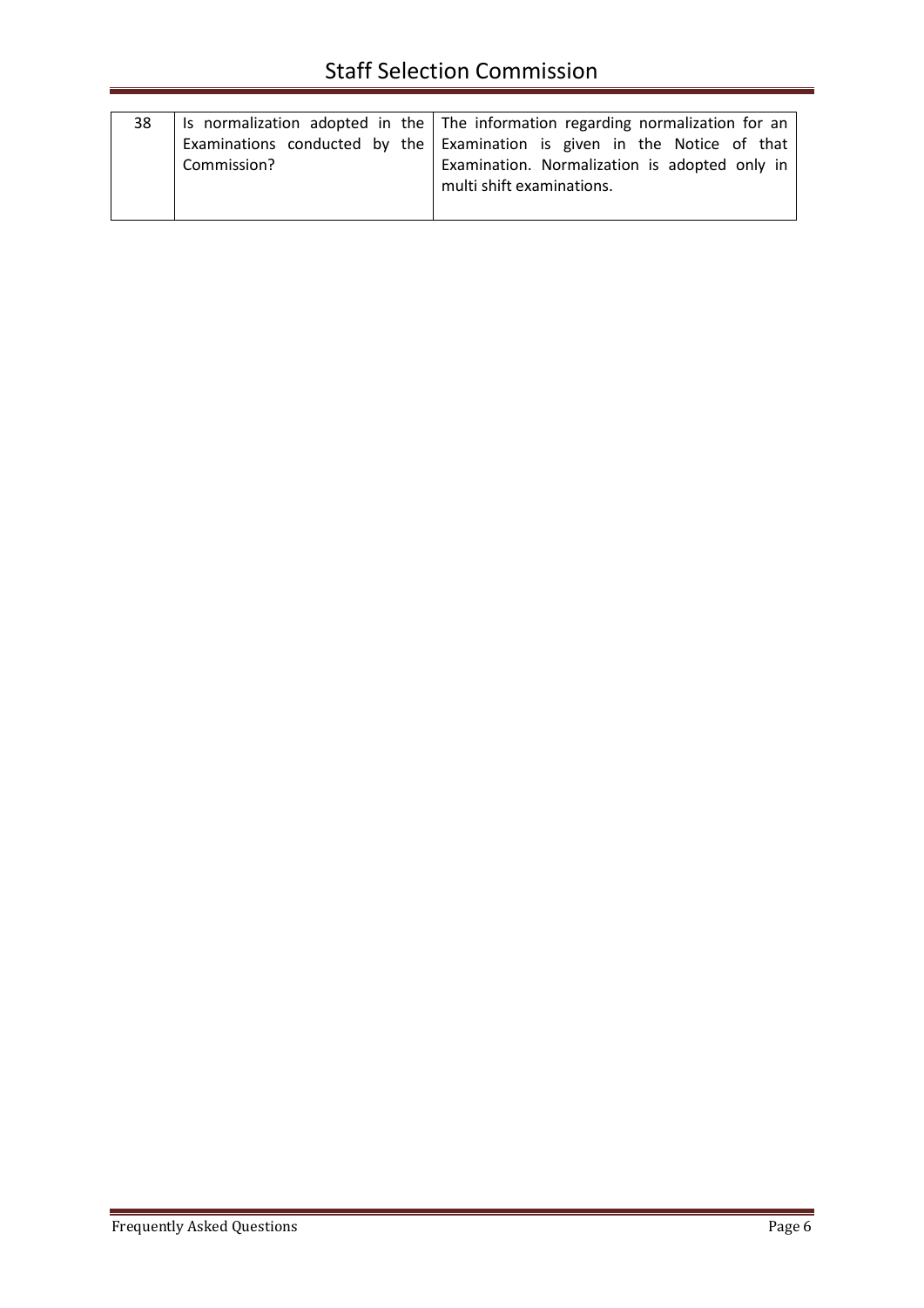| | | |
|---|---|---|
| 38 | Is normalization adopted in the Examinations conducted by the Commission? | The information regarding normalization for an Examination is given in the Notice of that Examination. Normalization is adopted only in multi shift examinations. |